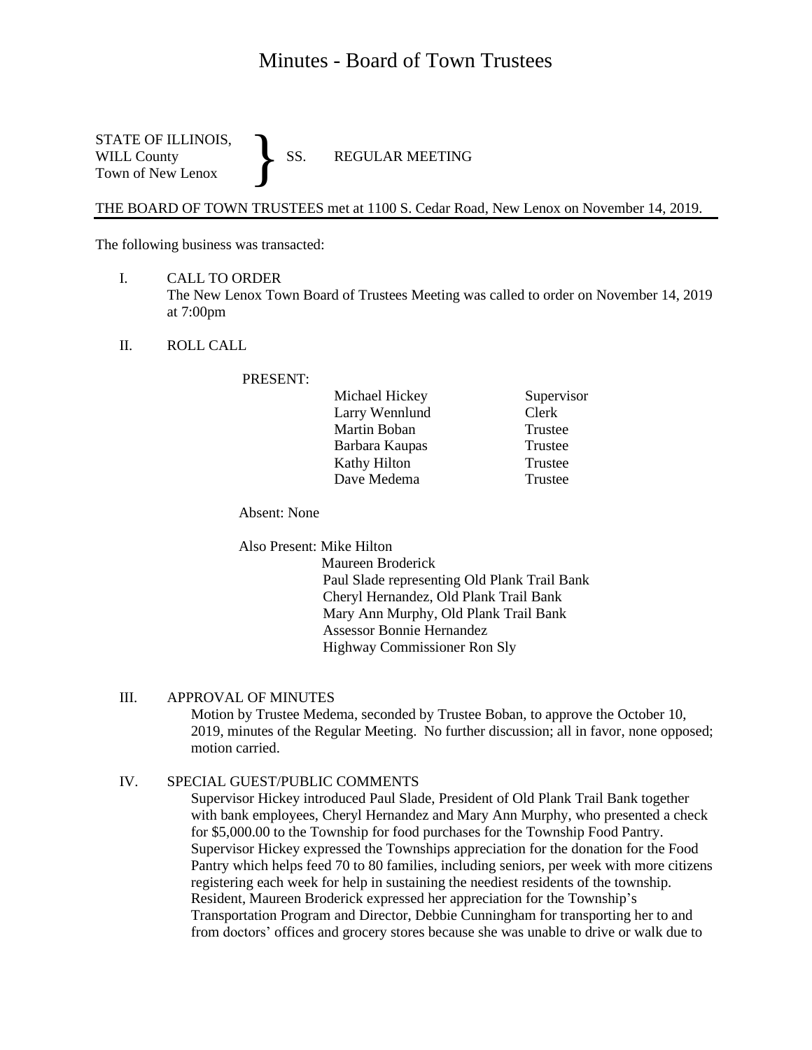# Minutes - Board of Town Trustees

STATE OF ILLINOIS,
WILL County
Town of New Lenox } SS. REGULAR MEETING

THE BOARD OF TOWN TRUSTEES met at 1100 S. Cedar Road, New Lenox on November 14, 2019.

The following business was transacted:

I. CALL TO ORDER
The New Lenox Town Board of Trustees Meeting was called to order on November 14, 2019 at 7:00pm

II. ROLL CALL

PRESENT:

| | |
|---|---|
| Michael Hickey | Supervisor |
| Larry Wennlund | Clerk |
| Martin Boban | Trustee |
| Barbara Kaupas | Trustee |
| Kathy Hilton | Trustee |
| Dave Medema | Trustee |

Absent: None

Also Present: Mike Hilton
Maureen Broderick
Paul Slade representing Old Plank Trail Bank
Cheryl Hernandez, Old Plank Trail Bank
Mary Ann Murphy, Old Plank Trail Bank
Assessor Bonnie Hernandez
Highway Commissioner Ron Sly

III. APPROVAL OF MINUTES
Motion by Trustee Medema, seconded by Trustee Boban, to approve the October 10, 2019, minutes of the Regular Meeting. No further discussion; all in favor, none opposed; motion carried.

IV. SPECIAL GUEST/PUBLIC COMMENTS
Supervisor Hickey introduced Paul Slade, President of Old Plank Trail Bank together with bank employees, Cheryl Hernandez and Mary Ann Murphy, who presented a check for $5,000.00 to the Township for food purchases for the Township Food Pantry. Supervisor Hickey expressed the Townships appreciation for the donation for the Food Pantry which helps feed 70 to 80 families, including seniors, per week with more citizens registering each week for help in sustaining the neediest residents of the township. Resident, Maureen Broderick expressed her appreciation for the Township's Transportation Program and Director, Debbie Cunningham for transporting her to and from doctors' offices and grocery stores because she was unable to drive or walk due to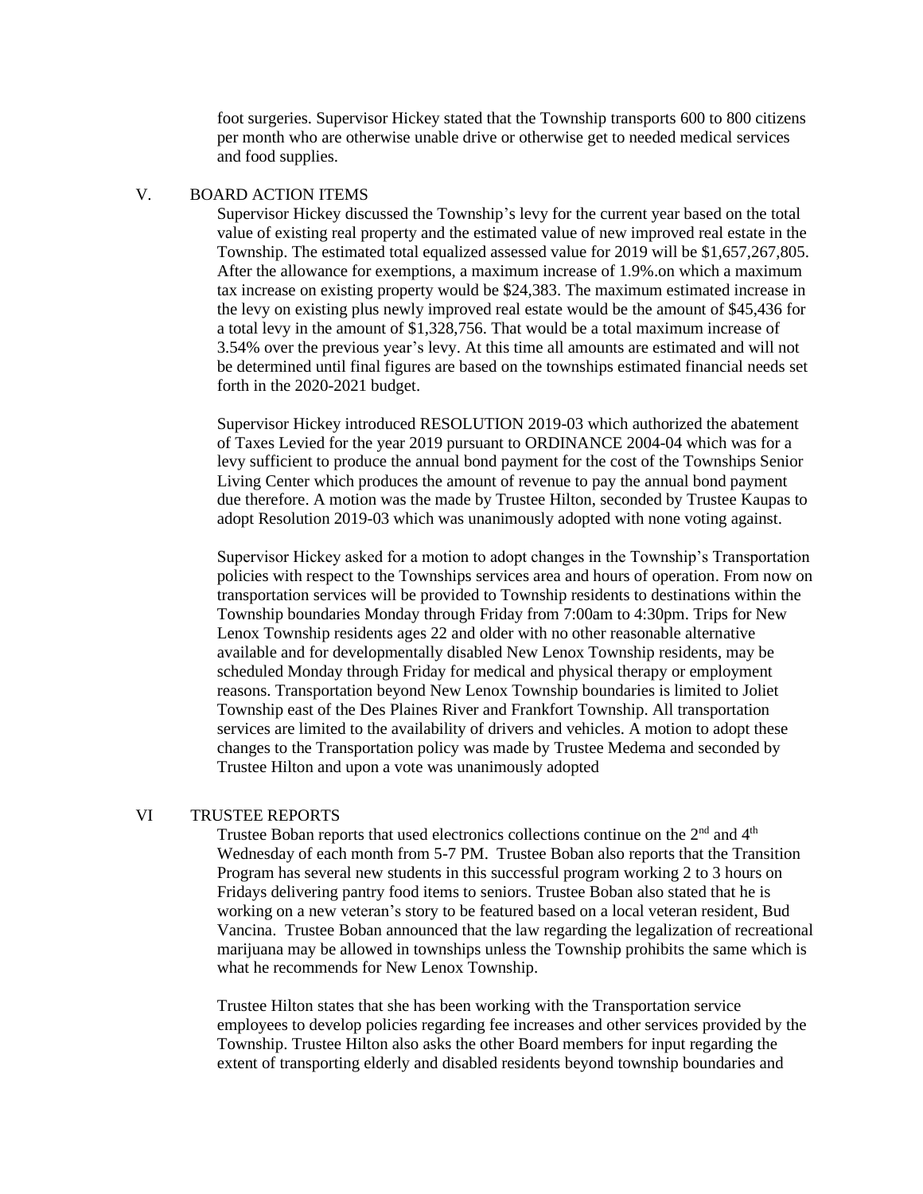foot surgeries. Supervisor Hickey stated that the Township transports 600 to 800 citizens per month who are otherwise unable drive or otherwise get to needed medical services and food supplies.

## V. BOARD ACTION ITEMS

Supervisor Hickey discussed the Township's levy for the current year based on the total value of existing real property and the estimated value of new improved real estate in the Township. The estimated total equalized assessed value for 2019 will be $1,657,267,805. After the allowance for exemptions, a maximum increase of 1.9%.on which a maximum tax increase on existing property would be $24,383. The maximum estimated increase in the levy on existing plus newly improved real estate would be the amount of $45,436 for a total levy in the amount of $1,328,756. That would be a total maximum increase of 3.54% over the previous year's levy. At this time all amounts are estimated and will not be determined until final figures are based on the townships estimated financial needs set forth in the 2020-2021 budget.

Supervisor Hickey introduced RESOLUTION 2019-03 which authorized the abatement of Taxes Levied for the year 2019 pursuant to ORDINANCE 2004-04 which was for a levy sufficient to produce the annual bond payment for the cost of the Townships Senior Living Center which produces the amount of revenue to pay the annual bond payment due therefore. A motion was the made by Trustee Hilton, seconded by Trustee Kaupas to adopt Resolution 2019-03 which was unanimously adopted with none voting against.

Supervisor Hickey asked for a motion to adopt changes in the Township's Transportation policies with respect to the Townships services area and hours of operation. From now on transportation services will be provided to Township residents to destinations within the Township boundaries Monday through Friday from 7:00am to 4:30pm. Trips for New Lenox Township residents ages 22 and older with no other reasonable alternative available and for developmentally disabled New Lenox Township residents, may be scheduled Monday through Friday for medical and physical therapy or employment reasons. Transportation beyond New Lenox Township boundaries is limited to Joliet Township east of the Des Plaines River and Frankfort Township. All transportation services are limited to the availability of drivers and vehicles. A motion to adopt these changes to the Transportation policy was made by Trustee Medema and seconded by Trustee Hilton and upon a vote was unanimously adopted

## VI TRUSTEE REPORTS

Trustee Boban reports that used electronics collections continue on the 2nd and 4th Wednesday of each month from 5-7 PM. Trustee Boban also reports that the Transition Program has several new students in this successful program working 2 to 3 hours on Fridays delivering pantry food items to seniors. Trustee Boban also stated that he is working on a new veteran's story to be featured based on a local veteran resident, Bud Vancina. Trustee Boban announced that the law regarding the legalization of recreational marijuana may be allowed in townships unless the Township prohibits the same which is what he recommends for New Lenox Township.

Trustee Hilton states that she has been working with the Transportation service employees to develop policies regarding fee increases and other services provided by the Township. Trustee Hilton also asks the other Board members for input regarding the extent of transporting elderly and disabled residents beyond township boundaries and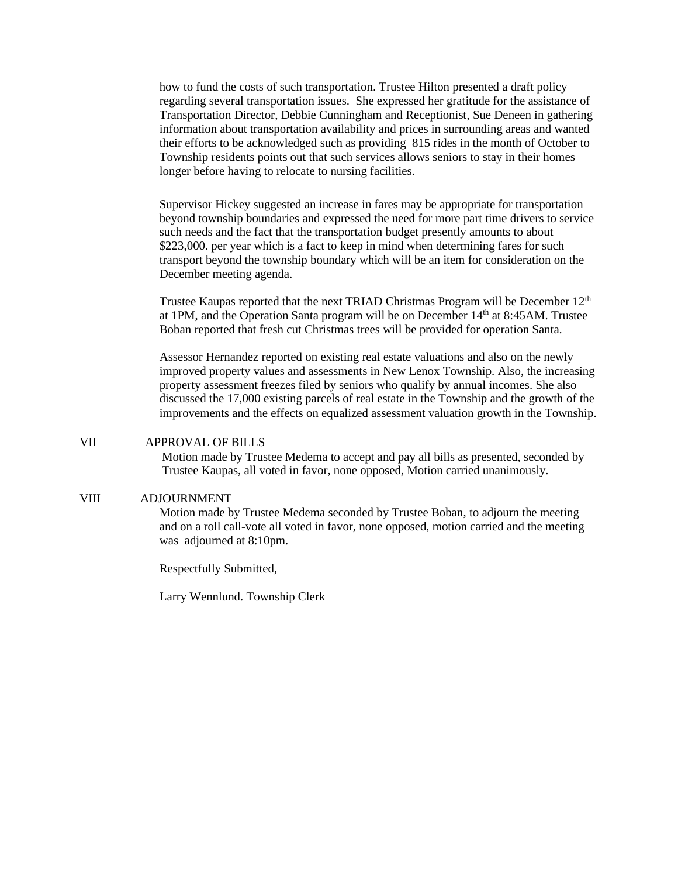how to fund the costs of such transportation. Trustee Hilton presented a draft policy regarding several transportation issues. She expressed her gratitude for the assistance of Transportation Director, Debbie Cunningham and Receptionist, Sue Deneen in gathering information about transportation availability and prices in surrounding areas and wanted their efforts to be acknowledged such as providing 815 rides in the month of October to Township residents points out that such services allows seniors to stay in their homes longer before having to relocate to nursing facilities.

Supervisor Hickey suggested an increase in fares may be appropriate for transportation beyond township boundaries and expressed the need for more part time drivers to service such needs and the fact that the transportation budget presently amounts to about $223,000. per year which is a fact to keep in mind when determining fares for such transport beyond the township boundary which will be an item for consideration on the December meeting agenda.

Trustee Kaupas reported that the next TRIAD Christmas Program will be December 12th at 1PM, and the Operation Santa program will be on December 14th at 8:45AM. Trustee Boban reported that fresh cut Christmas trees will be provided for operation Santa.

Assessor Hernandez reported on existing real estate valuations and also on the newly improved property values and assessments in New Lenox Township. Also, the increasing property assessment freezes filed by seniors who qualify by annual incomes. She also discussed the 17,000 existing parcels of real estate in the Township and the growth of the improvements and the effects on equalized assessment valuation growth in the Township.

VII APPROVAL OF BILLS

Motion made by Trustee Medema to accept and pay all bills as presented, seconded by Trustee Kaupas, all voted in favor, none opposed, Motion carried unanimously.

VIII ADJOURNMENT

Motion made by Trustee Medema seconded by Trustee Boban, to adjourn the meeting and on a roll call-vote all voted in favor, none opposed, motion carried and the meeting was adjourned at 8:10pm.

Respectfully Submitted,

Larry Wennlund. Township Clerk